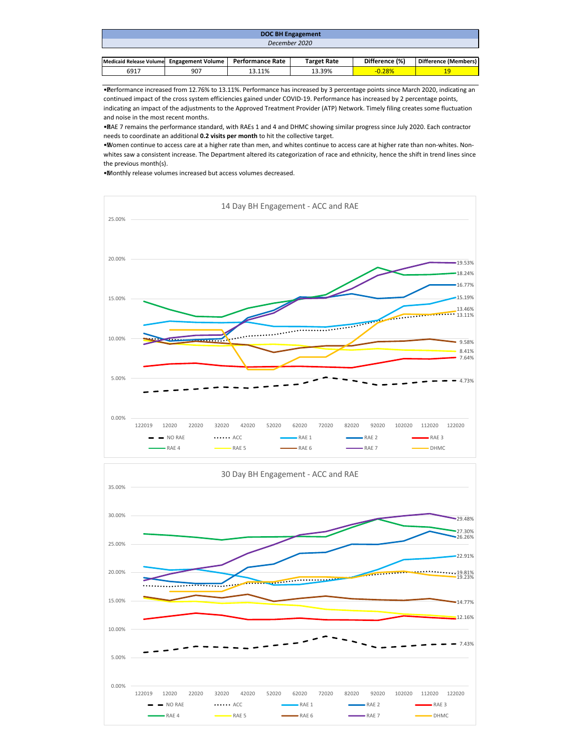| DOC BH Engagement | | | | | |
|---|---|---|---|---|---|
| *December 2020* | | | | | |
| **Medicaid Release Volume** | **Engagement Volume** | **Performance Rate** | **Target Rate** | **Difference (%)** | **Difference (Members)** |
| 6917 | 907 | 13.11% | 13.39% | -0.28% | 19 |

- Performance increased from 12.76% to 13.11%. Performance has increased by 3 percentage points since March 2020, indicating an continued impact of the cross system efficiencies gained under COVID-19. Performance has increased by 2 percentage points, indicating an impact of the adjustments to the Approved Treatment Provider (ATP) Network. Timely filing creates some fluctuation and noise in the most recent months.
- RAE 7 remains the performance standard, with RAEs 1 and 4 and DHMC showing similar progress since July 2020. Each contractor needs to coordinate an additional **0.2 visits per month** to hit the collective target.
- Women continue to access care at a higher rate than men, and whites continue to access care at higher rate than non-whites. Non-whites saw a consistent increase. The Department altered its categorization of race and ethnicity, hence the shift in trend lines since the previous month(s).
- Monthly release volumes increased but access volumes decreased.

**14 Day BH Engagement - ACC and RAE**

Latest values (122020): RAE 7 19.53%; RAE 4 18.24%; RAE 2 16.77%; RAE 1 15.19%; DHMC 13.46%; ACC 13.11%; RAE 6 9.58%; RAE 5 8.41%; RAE 3 7.64%; NO RAE 4.73%

**30 Day BH Engagement - ACC and RAE**

Latest values (122020): RAE 7 29.48%; RAE 4 27.30%; RAE 2 26.26%; RAE 1 22.91%; ACC 19.81%; DHMC 19.23%; RAE 6 14.77%; RAE 3 12.16%; NO RAE 7.43%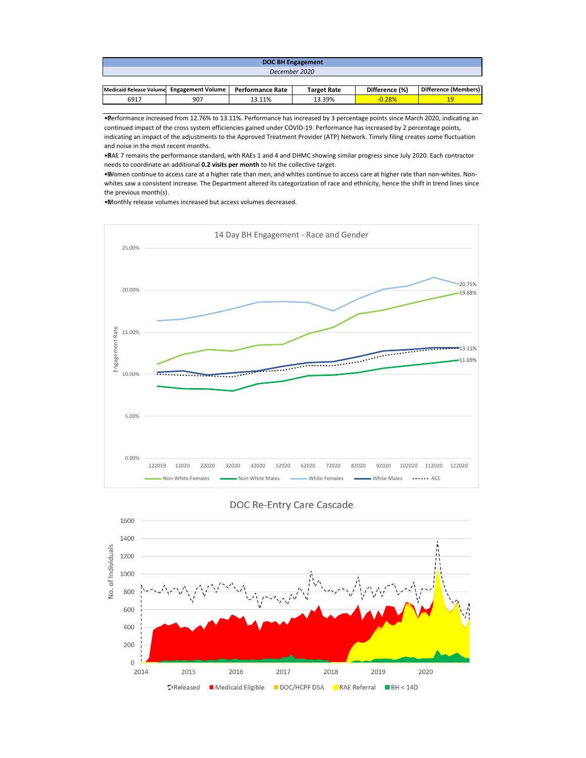| DOC BH Engagement | | | | | |
|---|---|---|---|---|---|
| *December 2020* | | | | | |
| Medicaid Release Volume | Engagement Volume | Performance Rate | Target Rate | Difference (%) | Difference (Members) |
| 6917 | 907 | 13.11% | 13.39% | -0.28% | 19 |

- Performance increased from 12.76% to 13.11%. Performance has increased by 3 percentage points since March 2020, indicating an continued impact of the cross system efficiencies gained under COVID-19. Performance has increased by 2 percentage points, indicating an impact of the adjustments to the Approved Treatment Provider (ATP) Network. Timely filing creates some fluctuation and noise in the most recent months.
- RAE 7 remains the performance standard, with RAEs 1 and 4 and DHMC showing similar progress since July 2020. Each contractor needs to coordinate an additional **0.2 visits per month** to hit the collective target.
- Women continue to access care at a higher rate than men, and whites continue to access care at higher rate than non-whites. Non-whites saw a consistent increase. The Department altered its categorization of race and ethnicity, hence the shift in trend lines since the previous month(s).
- Monthly release volumes increased but access volumes decreased.

14 Day BH Engagement - Race and Gender

Engagement Rate

25.00%
20.00%
15.00%
10.00%
5.00%
0.00%

122019 12020 22020 32020 42020 52020 62020 72020 82020 92020 102020 112020 122020

20.75%
19.68%
13.11%
11.69%

Non-White Females — Non-White Males — White Females — White Males — ACC

DOC Re-Entry Care Cascade

No. of Individuals

1600
1400
1200
1000
800
600
400
200
0

2014 2015 2016 2017 2018 2019 2020

Released — Medicaid Eligible — DOC/HCPF DSA — RAE Referral — BH < 14D